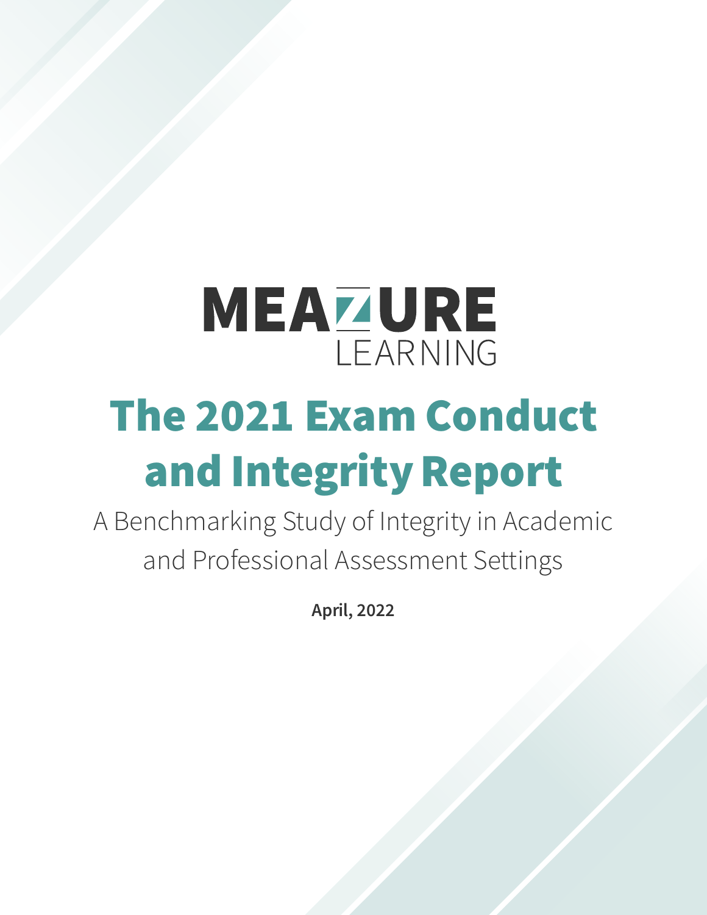MEAZURE LEARNING

# The 2021 Exam Conduct and Integrity Report

A Benchmarking Study of Integrity in Academic and Professional Assessment Settings

**April, 2022**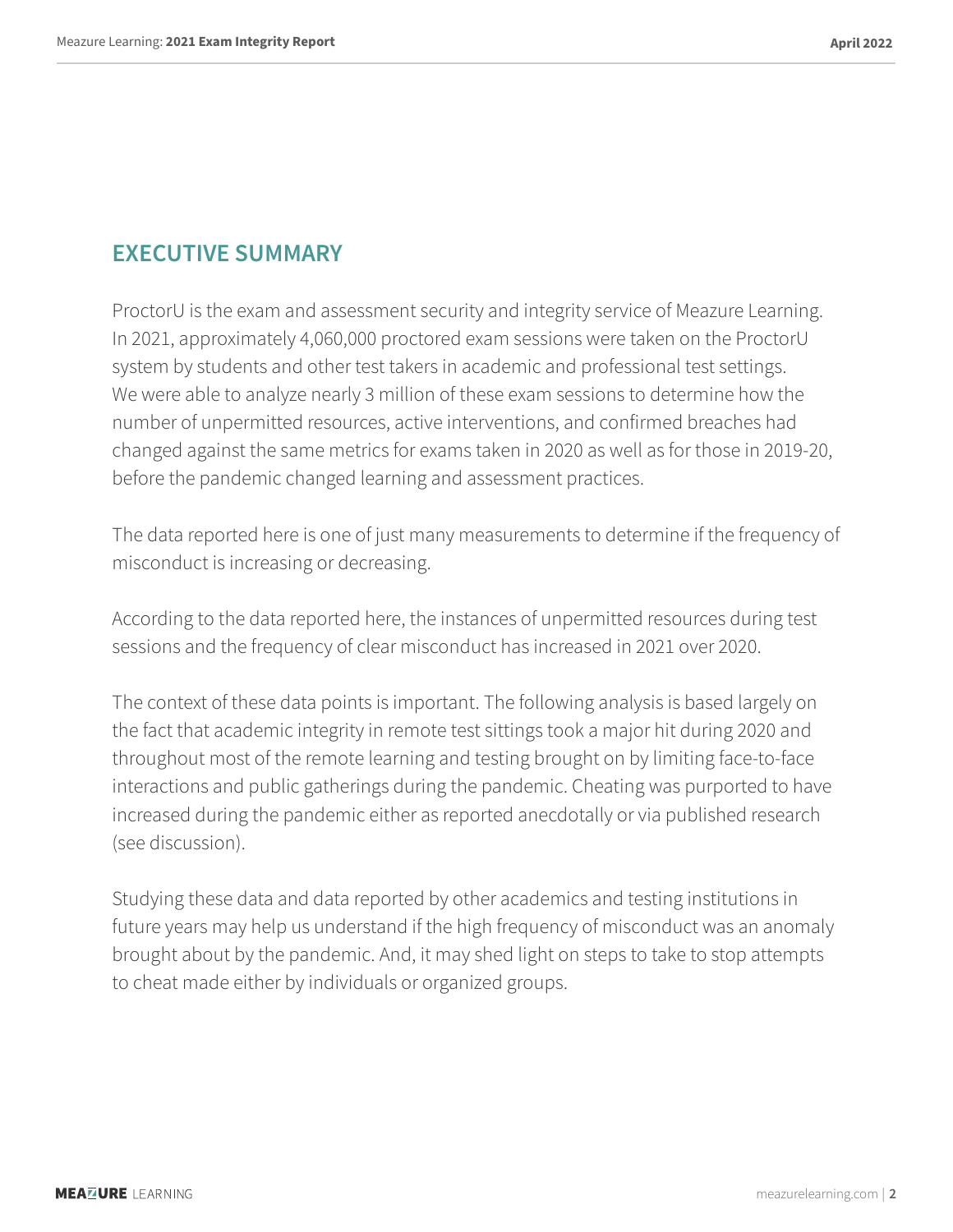## EXECUTIVE SUMMARY

ProctorU is the exam and assessment security and integrity service of Meazure Learning. In 2021, approximately 4,060,000 proctored exam sessions were taken on the ProctorU system by students and other test takers in academic and professional test settings. We were able to analyze nearly 3 million of these exam sessions to determine how the number of unpermitted resources, active interventions, and confirmed breaches had changed against the same metrics for exams taken in 2020 as well as for those in 2019-20, before the pandemic changed learning and assessment practices.

The data reported here is one of just many measurements to determine if the frequency of misconduct is increasing or decreasing.

According to the data reported here, the instances of unpermitted resources during test sessions and the frequency of clear misconduct has increased in 2021 over 2020.

The context of these data points is important. The following analysis is based largely on the fact that academic integrity in remote test sittings took a major hit during 2020 and throughout most of the remote learning and testing brought on by limiting face-to-face interactions and public gatherings during the pandemic. Cheating was purported to have increased during the pandemic either as reported anecdotally or via published research (see discussion).

Studying these data and data reported by other academics and testing institutions in future years may help us understand if the high frequency of misconduct was an anomaly brought about by the pandemic. And, it may shed light on steps to take to stop attempts to cheat made either by individuals or organized groups.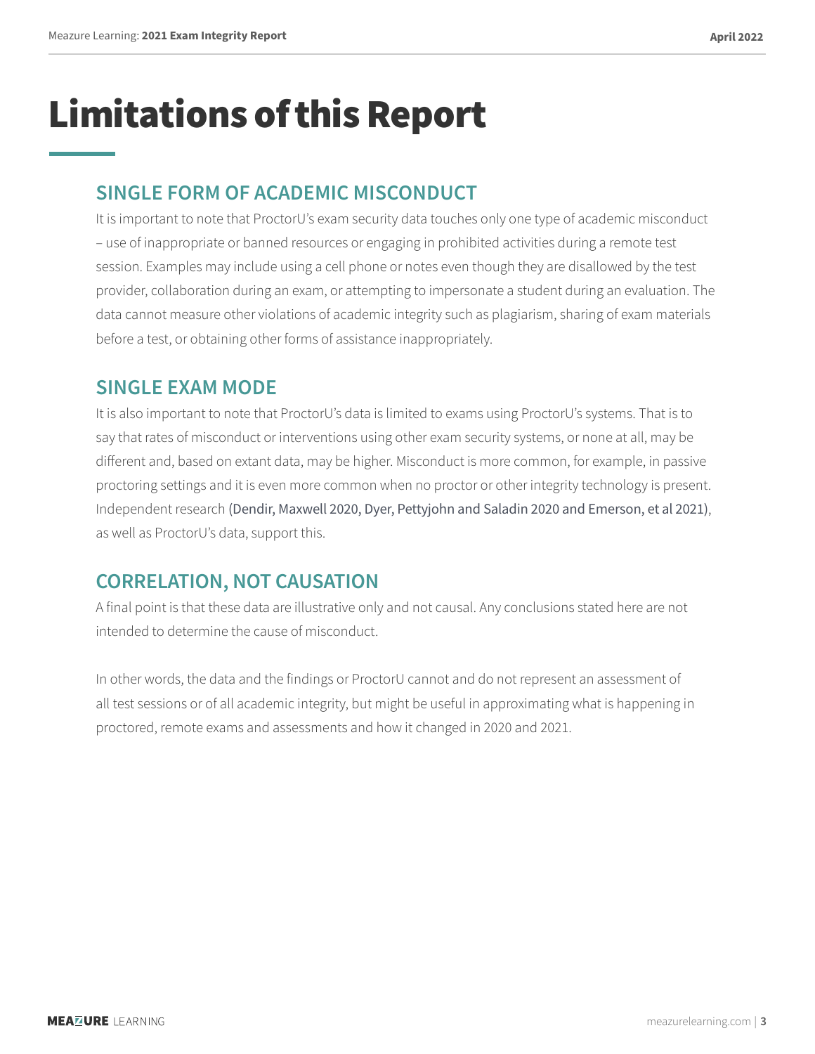# Limitations of this Report

## SINGLE FORM OF ACADEMIC MISCONDUCT

It is important to note that ProctorU's exam security data touches only one type of academic misconduct – use of inappropriate or banned resources or engaging in prohibited activities during a remote test session. Examples may include using a cell phone or notes even though they are disallowed by the test provider, collaboration during an exam, or attempting to impersonate a student during an evaluation. The data cannot measure other violations of academic integrity such as plagiarism, sharing of exam materials before a test, or obtaining other forms of assistance inappropriately.

## SINGLE EXAM MODE

It is also important to note that ProctorU's data is limited to exams using ProctorU's systems. That is to say that rates of misconduct or interventions using other exam security systems, or none at all, may be different and, based on extant data, may be higher. Misconduct is more common, for example, in passive proctoring settings and it is even more common when no proctor or other integrity technology is present. Independent research (Dendir, Maxwell 2020, Dyer, Pettyjohn and Saladin 2020 and Emerson, et al 2021), as well as ProctorU's data, support this.

## CORRELATION, NOT CAUSATION

A final point is that these data are illustrative only and not causal. Any conclusions stated here are not intended to determine the cause of misconduct.

In other words, the data and the findings or ProctorU cannot and do not represent an assessment of all test sessions or of all academic integrity, but might be useful in approximating what is happening in proctored, remote exams and assessments and how it changed in 2020 and 2021.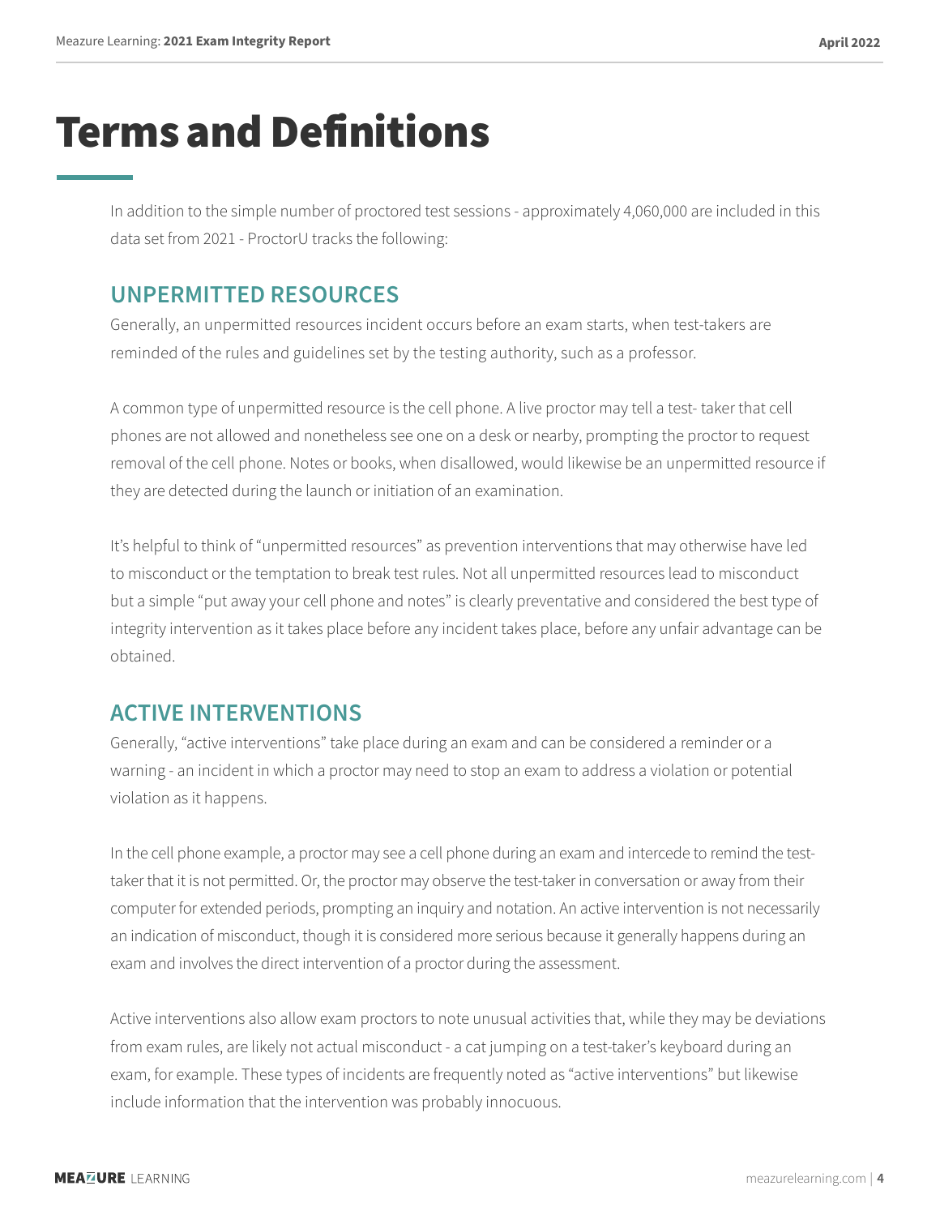# Terms and Definitions

In addition to the simple number of proctored test sessions - approximately 4,060,000 are included in this data set from 2021 - ProctorU tracks the following:

## UNPERMITTED RESOURCES

Generally, an unpermitted resources incident occurs before an exam starts, when test-takers are reminded of the rules and guidelines set by the testing authority, such as a professor.

A common type of unpermitted resource is the cell phone. A live proctor may tell a test- taker that cell phones are not allowed and nonetheless see one on a desk or nearby, prompting the proctor to request removal of the cell phone. Notes or books, when disallowed, would likewise be an unpermitted resource if they are detected during the launch or initiation of an examination.

It's helpful to think of "unpermitted resources" as prevention interventions that may otherwise have led to misconduct or the temptation to break test rules. Not all unpermitted resources lead to misconduct but a simple "put away your cell phone and notes" is clearly preventative and considered the best type of integrity intervention as it takes place before any incident takes place, before any unfair advantage can be obtained.

## ACTIVE INTERVENTIONS

Generally, "active interventions" take place during an exam and can be considered a reminder or a warning - an incident in which a proctor may need to stop an exam to address a violation or potential violation as it happens.

In the cell phone example, a proctor may see a cell phone during an exam and intercede to remind the test-taker that it is not permitted. Or, the proctor may observe the test-taker in conversation or away from their computer for extended periods, prompting an inquiry and notation. An active intervention is not necessarily an indication of misconduct, though it is considered more serious because it generally happens during an exam and involves the direct intervention of a proctor during the assessment.

Active interventions also allow exam proctors to note unusual activities that, while they may be deviations from exam rules, are likely not actual misconduct - a cat jumping on a test-taker's keyboard during an exam, for example. These types of incidents are frequently noted as "active interventions" but likewise include information that the intervention was probably innocuous.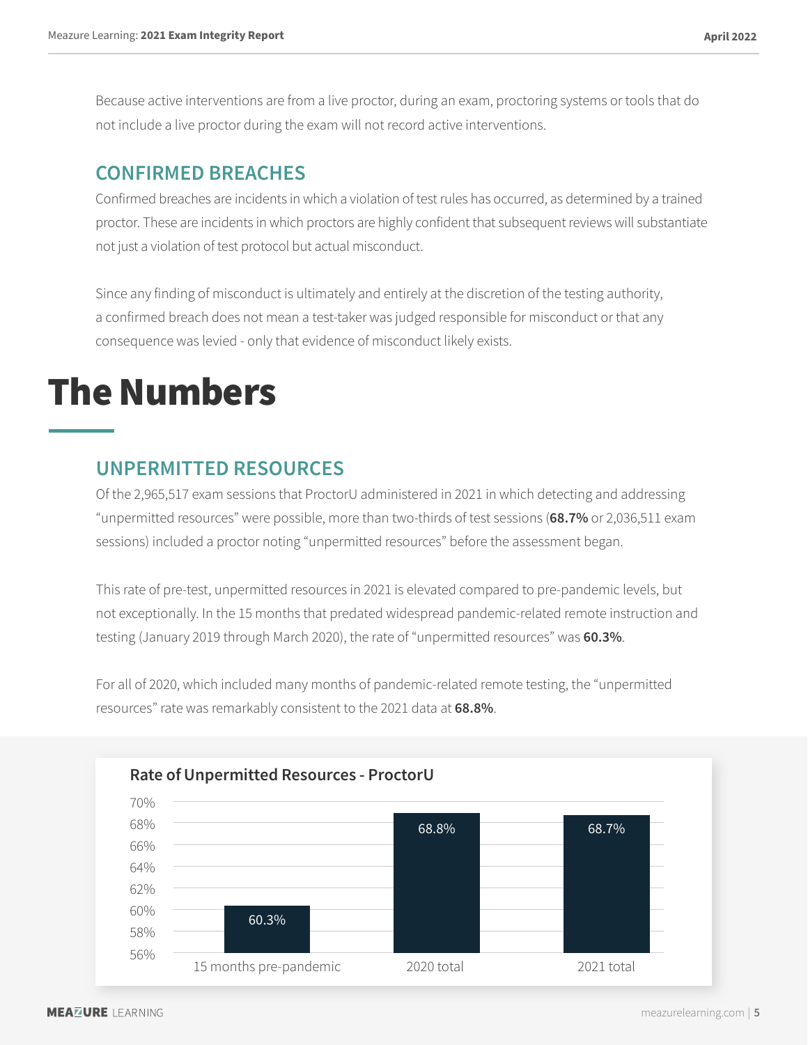Because active interventions are from a live proctor, during an exam, proctoring systems or tools that do not include a live proctor during the exam will not record active interventions.

### CONFIRMED BREACHES

Confirmed breaches are incidents in which a violation of test rules has occurred, as determined by a trained proctor. These are incidents in which proctors are highly confident that subsequent reviews will substantiate not just a violation of test protocol but actual misconduct.

Since any finding of misconduct is ultimately and entirely at the discretion of the testing authority, a confirmed breach does not mean a test-taker was judged responsible for misconduct or that any consequence was levied - only that evidence of misconduct likely exists.

# The Numbers

### UNPERMITTED RESOURCES

Of the 2,965,517 exam sessions that ProctorU administered in 2021 in which detecting and addressing "unpermitted resources" were possible, more than two-thirds of test sessions (**68.7%** or 2,036,511 exam sessions) included a proctor noting "unpermitted resources" before the assessment began.

This rate of pre-test, unpermitted resources in 2021 is elevated compared to pre-pandemic levels, but not exceptionally. In the 15 months that predated widespread pandemic-related remote instruction and testing (January 2019 through March 2020), the rate of "unpermitted resources" was **60.3%**.

For all of 2020, which included many months of pandemic-related remote testing, the "unpermitted resources" rate was remarkably consistent to the 2021 data at **68.8%**.

**Rate of Unpermitted Resources - ProctorU**

| Period | Rate |
|---|---|
| 15 months pre-pandemic | 60.3% |
| 2020 total | 68.8% |
| 2021 total | 68.7% |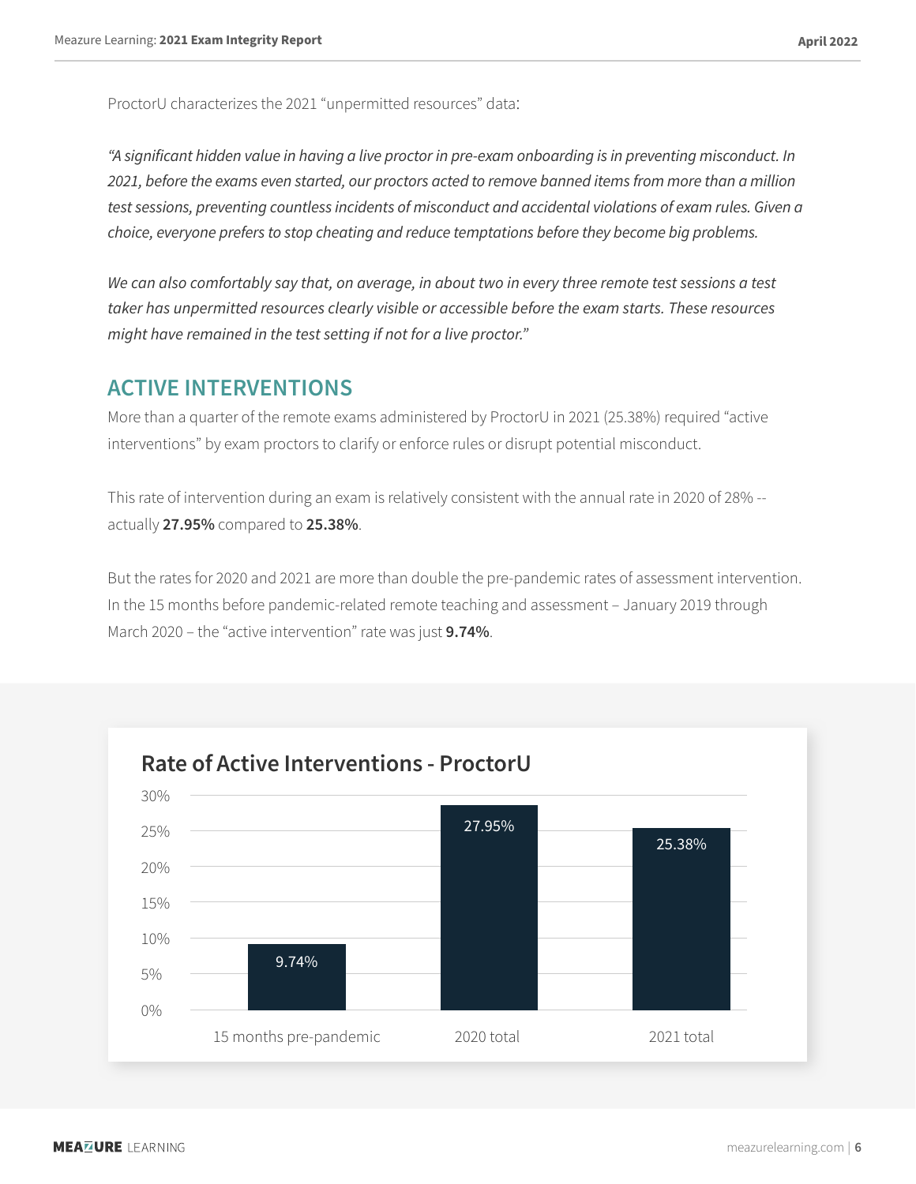ProctorU characterizes the 2021 "unpermitted resources" data:

*"A significant hidden value in having a live proctor in pre-exam onboarding is in preventing misconduct. In 2021, before the exams even started, our proctors acted to remove banned items from more than a million test sessions, preventing countless incidents of misconduct and accidental violations of exam rules. Given a choice, everyone prefers to stop cheating and reduce temptations before they become big problems.*

*We can also comfortably say that, on average, in about two in every three remote test sessions a test taker has unpermitted resources clearly visible or accessible before the exam starts. These resources might have remained in the test setting if not for a live proctor."*

## ACTIVE INTERVENTIONS

More than a quarter of the remote exams administered by ProctorU in 2021 (25.38%) required "active interventions" by exam proctors to clarify or enforce rules or disrupt potential misconduct.

This rate of intervention during an exam is relatively consistent with the annual rate in 2020 of 28% -- actually **27.95%** compared to **25.38%**.

But the rates for 2020 and 2021 are more than double the pre-pandemic rates of assessment intervention. In the 15 months before pandemic-related remote teaching and assessment – January 2019 through March 2020 – the "active intervention" rate was just **9.74%**.

**Rate of Active Interventions - ProctorU**

| Period | Rate |
| --- | --- |
| 15 months pre-pandemic | 9.74% |
| 2020 total | 27.95% |
| 2021 total | 25.38% |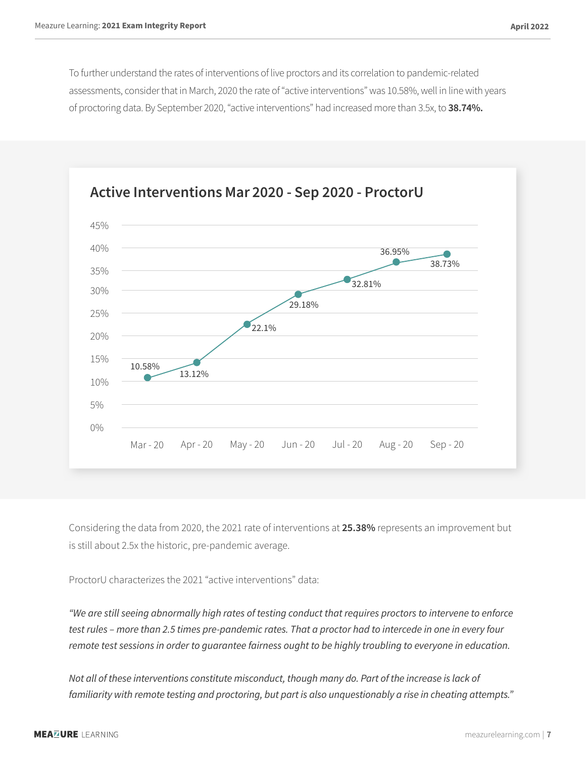To further understand the rates of interventions of live proctors and its correlation to pandemic-related assessments, consider that in March, 2020 the rate of "active interventions" was 10.58%, well in line with years of proctoring data. By September 2020, "active interventions" had increased more than 3.5x, to **38.74%.**

### Active Interventions Mar 2020 - Sep 2020 - ProctorU

| Month | Active Interventions |
| --- | --- |
| Mar - 20 | 10.58% |
| Apr - 20 | 13.12% |
| May - 20 | 22.1% |
| Jun - 20 | 29.18% |
| Jul - 20 | 32.81% |
| Aug - 20 | 36.95% |
| Sep - 20 | 38.73% |

Considering the data from 2020, the 2021 rate of interventions at **25.38%** represents an improvement but is still about 2.5x the historic, pre-pandemic average.

ProctorU characterizes the 2021 "active interventions" data:

*"We are still seeing abnormally high rates of testing conduct that requires proctors to intervene to enforce test rules – more than 2.5 times pre-pandemic rates. That a proctor had to intercede in one in every four remote test sessions in order to guarantee fairness ought to be highly troubling to everyone in education.*

*Not all of these interventions constitute misconduct, though many do. Part of the increase is lack of familiarity with remote testing and proctoring, but part is also unquestionably a rise in cheating attempts."*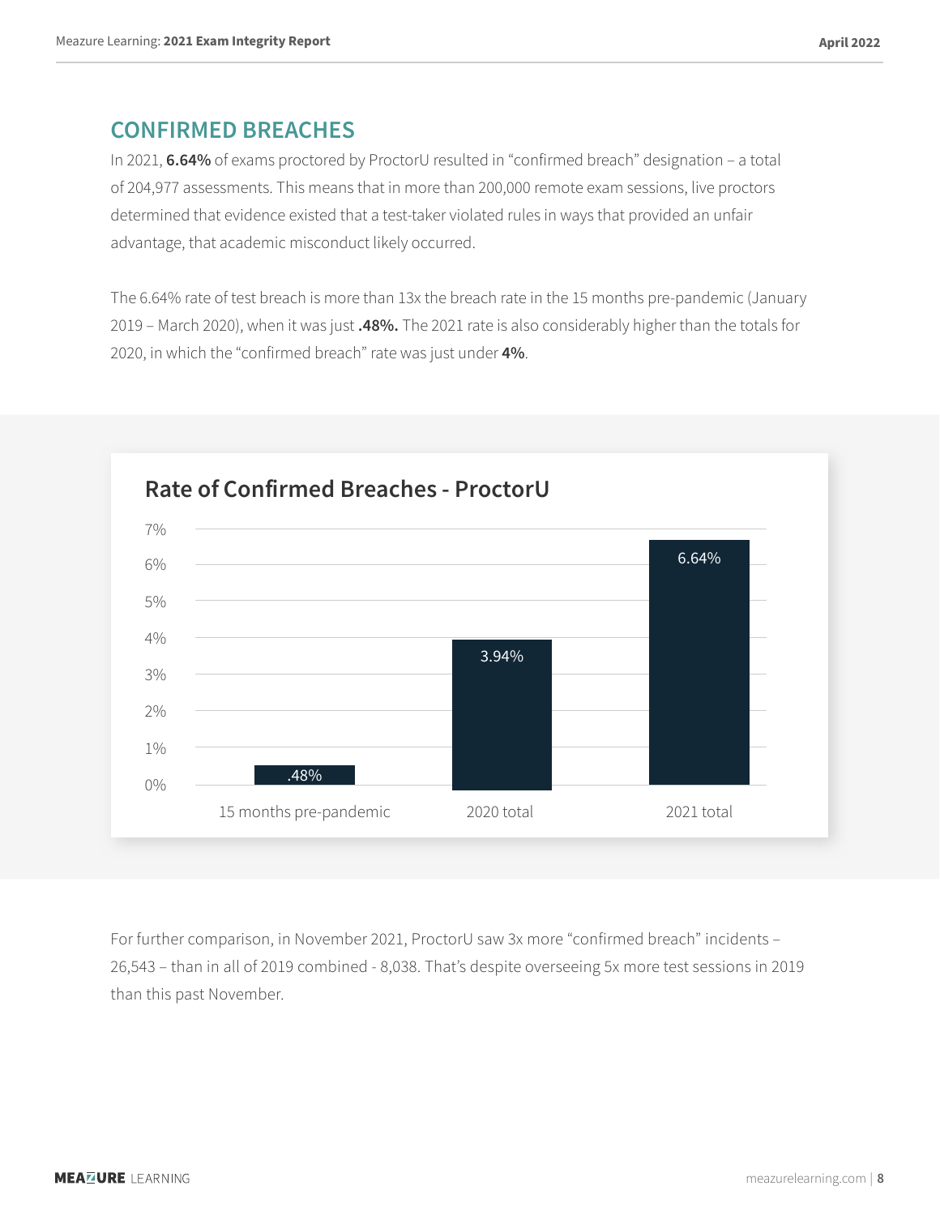## CONFIRMED BREACHES

In 2021, **6.64%** of exams proctored by ProctorU resulted in "confirmed breach" designation – a total of 204,977 assessments. This means that in more than 200,000 remote exam sessions, live proctors determined that evidence existed that a test-taker violated rules in ways that provided an unfair advantage, that academic misconduct likely occurred.

The 6.64% rate of test breach is more than 13x the breach rate in the 15 months pre-pandemic (January 2019 – March 2020), when it was just **.48%.** The 2021 rate is also considerably higher than the totals for 2020, in which the "confirmed breach" rate was just under **4%**.

**Rate of Confirmed Breaches - ProctorU**

| Period | Rate |
|---|---|
| 15 months pre-pandemic | .48% |
| 2020 total | 3.94% |
| 2021 total | 6.64% |

For further comparison, in November 2021, ProctorU saw 3x more "confirmed breach" incidents – 26,543 – than in all of 2019 combined - 8,038. That's despite overseeing 5x more test sessions in 2019 than this past November.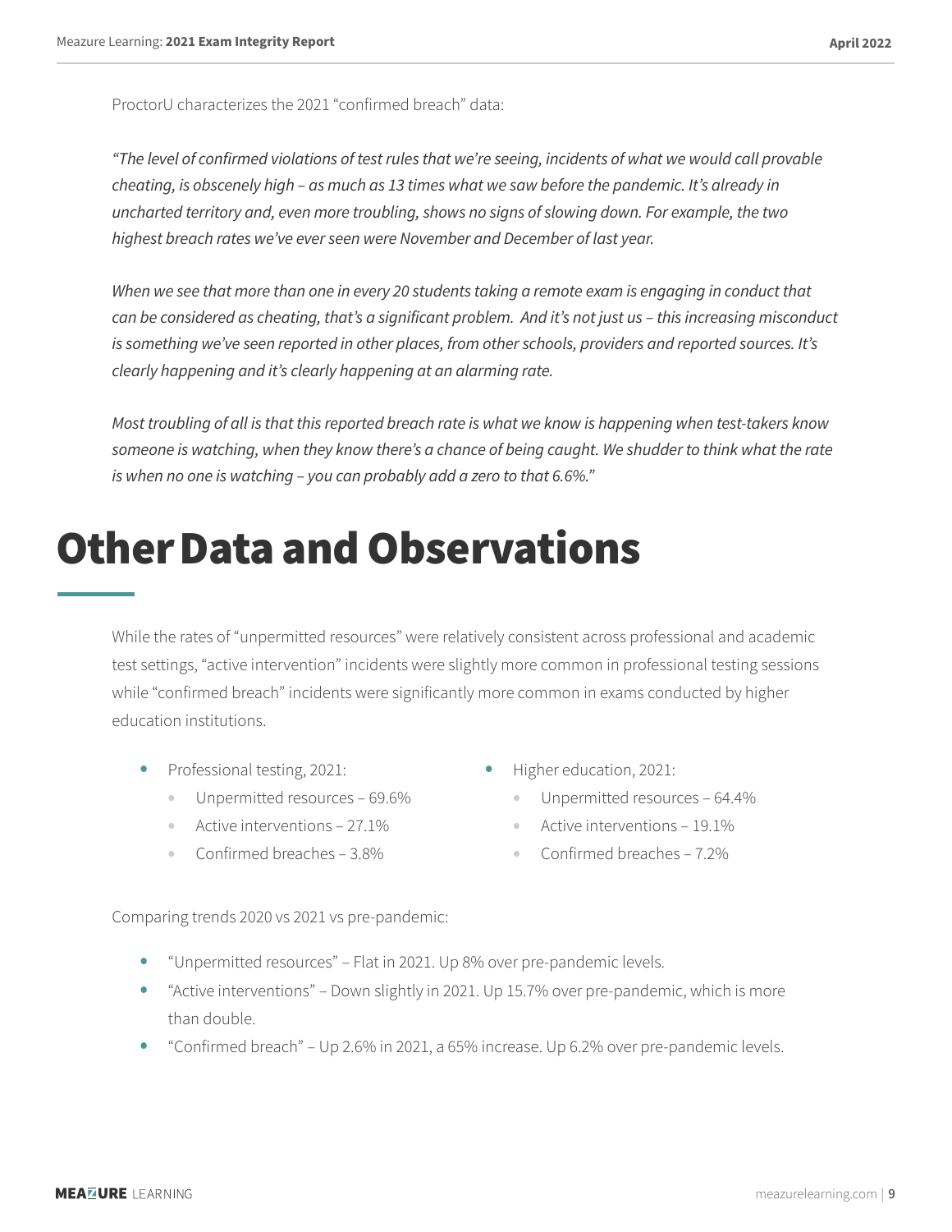ProctorU characterizes the 2021 "confirmed breach" data:

*"The level of confirmed violations of test rules that we're seeing, incidents of what we would call provable cheating, is obscenely high – as much as 13 times what we saw before the pandemic. It's already in uncharted territory and, even more troubling, shows no signs of slowing down. For example, the two highest breach rates we've ever seen were November and December of last year.*

*When we see that more than one in every 20 students taking a remote exam is engaging in conduct that can be considered as cheating, that's a significant problem. And it's not just us – this increasing misconduct is something we've seen reported in other places, from other schools, providers and reported sources. It's clearly happening and it's clearly happening at an alarming rate.*

*Most troubling of all is that this reported breach rate is what we know is happening when test-takers know someone is watching, when they know there's a chance of being caught. We shudder to think what the rate is when no one is watching – you can probably add a zero to that 6.6%."*

# Other Data and Observations

While the rates of "unpermitted resources" were relatively consistent across professional and academic test settings, "active intervention" incidents were slightly more common in professional testing sessions while "confirmed breach" incidents were significantly more common in exams conducted by higher education institutions.

- Professional testing, 2021:
  - Unpermitted resources – 69.6%
  - Active interventions – 27.1%
  - Confirmed breaches – 3.8%
- Higher education, 2021:
  - Unpermitted resources – 64.4%
  - Active interventions – 19.1%
  - Confirmed breaches – 7.2%

Comparing trends 2020 vs 2021 vs pre-pandemic:

- "Unpermitted resources" – Flat in 2021. Up 8% over pre-pandemic levels.
- "Active interventions" – Down slightly in 2021. Up 15.7% over pre-pandemic, which is more than double.
- "Confirmed breach" – Up 2.6% in 2021, a 65% increase. Up 6.2% over pre-pandemic levels.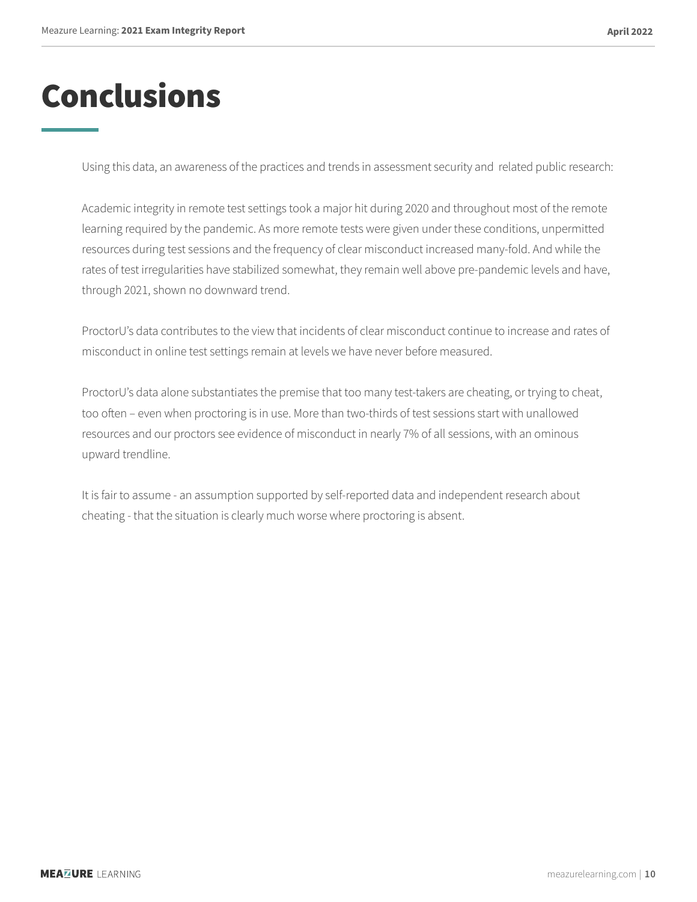# Conclusions

Using this data, an awareness of the practices and trends in assessment security and related public research:

Academic integrity in remote test settings took a major hit during 2020 and throughout most of the remote learning required by the pandemic. As more remote tests were given under these conditions, unpermitted resources during test sessions and the frequency of clear misconduct increased many-fold. And while the rates of test irregularities have stabilized somewhat, they remain well above pre-pandemic levels and have, through 2021, shown no downward trend.

ProctorU's data contributes to the view that incidents of clear misconduct continue to increase and rates of misconduct in online test settings remain at levels we have never before measured.

ProctorU's data alone substantiates the premise that too many test-takers are cheating, or trying to cheat, too often – even when proctoring is in use. More than two-thirds of test sessions start with unallowed resources and our proctors see evidence of misconduct in nearly 7% of all sessions, with an ominous upward trendline.

It is fair to assume - an assumption supported by self-reported data and independent research about cheating - that the situation is clearly much worse where proctoring is absent.